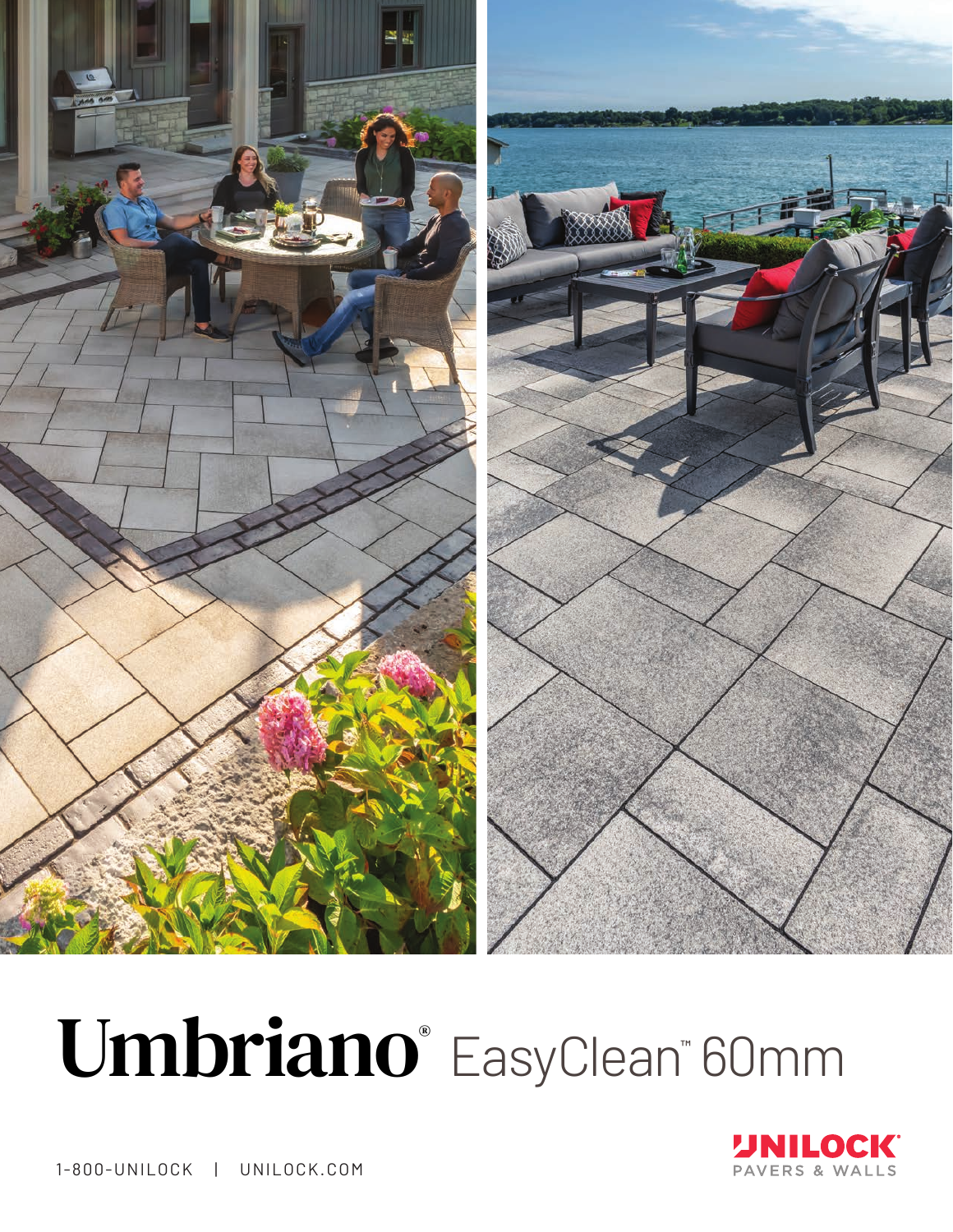# Umbriano® EasyClean™ 60mm

UNILOCK® PAVERS & WALLS

1-800-UNILOCK | UNILOCK.COM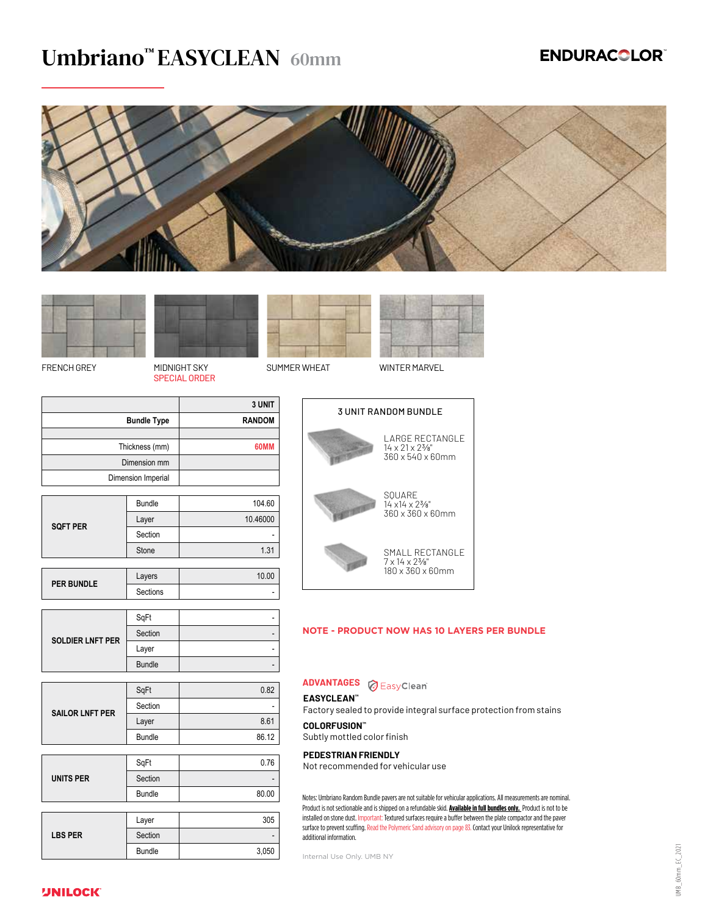# Umbriano™ EASYCLEAN 60mm

ENDURACOLOR™

FRENCH GREY

MIDNIGHT SKY
SPECIAL ORDER

SUMMER WHEAT

WINTER MARVEL

| | | 3 UNIT |
|---|---|---|
| Bundle Type | | RANDOM |
| | | |
| Thickness (mm) | | 60MM |
| Dimension mm | | |
| Dimension Imperial | | |
| SQFT PER | Bundle | 104.60 |
| | Layer | 10.46000 |
| | Section | - |
| | Stone | 1.31 |
| PER BUNDLE | Layers | 10.00 |
| | Sections | - |
| SOLDIER LNFT PER | SqFt | - |
| | Section | - |
| | Layer | - |
| | Bundle | - |
| SAILOR LNFT PER | SqFt | 0.82 |
| | Section | - |
| | Layer | 8.61 |
| | Bundle | 86.12 |
| UNITS PER | SqFt | 0.76 |
| | Section | - |
| | Bundle | 80.00 |
| LBS PER | Layer | 305 |
| | Section | - |
| | Bundle | 3,050 |

**3 UNIT RANDOM BUNDLE**

LARGE RECTANGLE
14 x 21 x 2⅜"
360 x 540 x 60mm

SQUARE
14 x14 x 2⅜"
360 x 360 x 60mm

SMALL RECTANGLE
7 x 14 x 2⅜"
180 x 360 x 60mm

**NOTE - PRODUCT NOW HAS 10 LAYERS PER BUNDLE**

**ADVANTAGES** EasyClean

**EASYCLEAN™**
Factory sealed to provide integral surface protection from stains

**COLORFUSION™**
Subtly mottled color finish

**PEDESTRIAN FRIENDLY**
Not recommended for vehicular use

Notes: Umbriano Random Bundle pavers are not suitable for vehicular applications. All measurements are nominal. Product is not sectionable and is shipped on a refundable skid. **Available in full bundles only.** Product is not to be installed on stone dust. Important: Textured surfaces require a buffer between the plate compactor and the paver surface to prevent scuffing. Read the Polymeric Sand advisory on page 83. Contact your Unilock representative for additional information.

Internal Use Only. UMB NY

UNILOCK

UMB_60mm_EC_2021